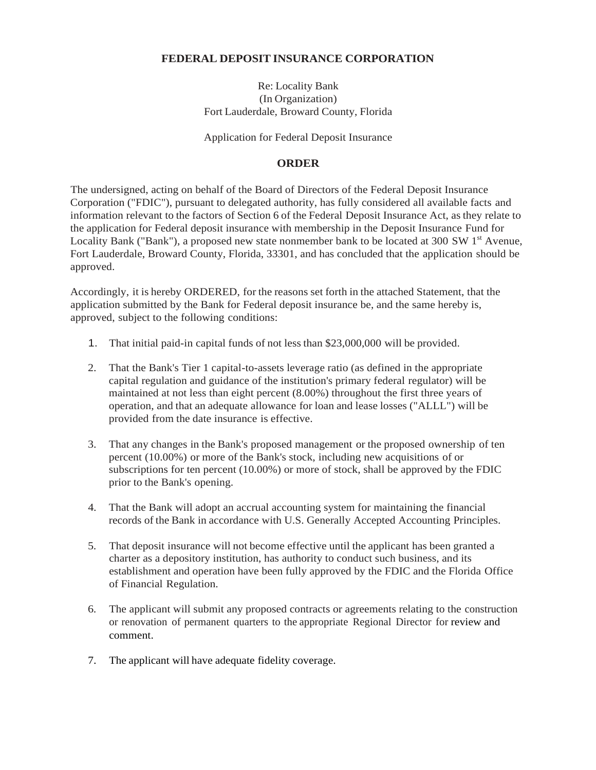**FEDERAL DEPOSIT INSURANCE CORPORATION**

Re: Locality Bank
(In Organization)
Fort Lauderdale, Broward County, Florida

Application for Federal Deposit Insurance

**ORDER**

The undersigned, acting on behalf of the Board of Directors of the Federal Deposit Insurance Corporation ("FDIC"), pursuant to delegated authority, has fully considered all available facts and information relevant to the factors of Section 6 of the Federal Deposit Insurance Act, as they relate to the application for Federal deposit insurance with membership in the Deposit Insurance Fund for Locality Bank ("Bank"), a proposed new state nonmember bank to be located at 300 SW 1st Avenue, Fort Lauderdale, Broward County, Florida, 33301, and has concluded that the application should be approved.

Accordingly, it is hereby ORDERED, for the reasons set forth in the attached Statement, that the application submitted by the Bank for Federal deposit insurance be, and the same hereby is, approved, subject to the following conditions:

1. That initial paid-in capital funds of not less than $23,000,000 will be provided.

2. That the Bank's Tier 1 capital-to-assets leverage ratio (as defined in the appropriate capital regulation and guidance of the institution's primary federal regulator) will be maintained at not less than eight percent (8.00%) throughout the first three years of operation, and that an adequate allowance for loan and lease losses ("ALLL") will be provided from the date insurance is effective.

3. That any changes in the Bank's proposed management or the proposed ownership of ten percent (10.00%) or more of the Bank's stock, including new acquisitions of or subscriptions for ten percent (10.00%) or more of stock, shall be approved by the FDIC prior to the Bank's opening.

4. That the Bank will adopt an accrual accounting system for maintaining the financial records of the Bank in accordance with U.S. Generally Accepted Accounting Principles.

5. That deposit insurance will not become effective until the applicant has been granted a charter as a depository institution, has authority to conduct such business, and its establishment and operation have been fully approved by the FDIC and the Florida Office of Financial Regulation.

6. The applicant will submit any proposed contracts or agreements relating to the construction or renovation of permanent quarters to the appropriate Regional Director for review and comment.

7. The applicant will have adequate fidelity coverage.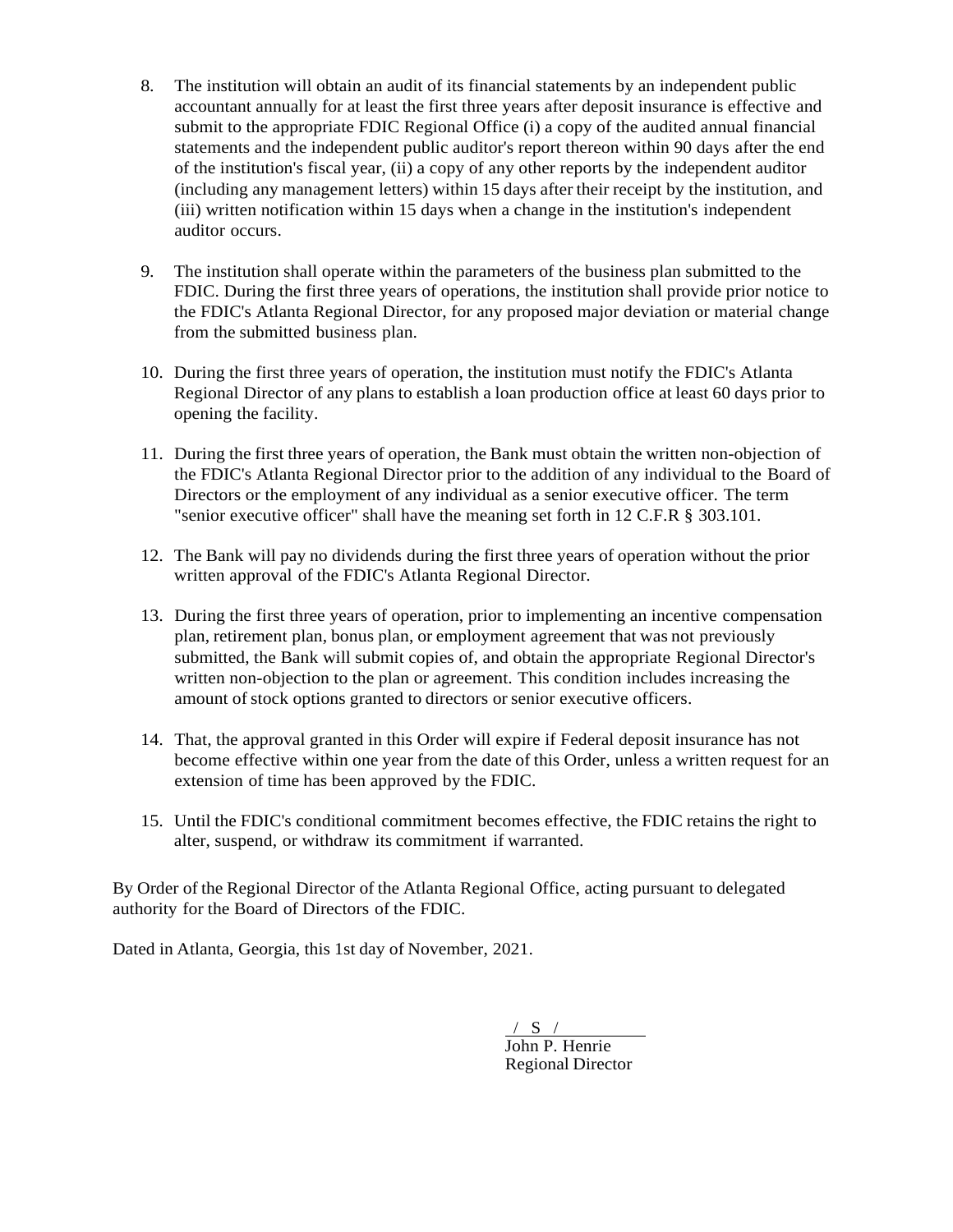8. The institution will obtain an audit of its financial statements by an independent public accountant annually for at least the first three years after deposit insurance is effective and submit to the appropriate FDIC Regional Office (i) a copy of the audited annual financial statements and the independent public auditor's report thereon within 90 days after the end of the institution's fiscal year, (ii) a copy of any other reports by the independent auditor (including any management letters) within 15 days after their receipt by the institution, and (iii) written notification within 15 days when a change in the institution's independent auditor occurs.

9. The institution shall operate within the parameters of the business plan submitted to the FDIC. During the first three years of operations, the institution shall provide prior notice to the FDIC's Atlanta Regional Director, for any proposed major deviation or material change from the submitted business plan.

10. During the first three years of operation, the institution must notify the FDIC's Atlanta Regional Director of any plans to establish a loan production office at least 60 days prior to opening the facility.

11. During the first three years of operation, the Bank must obtain the written non-objection of the FDIC's Atlanta Regional Director prior to the addition of any individual to the Board of Directors or the employment of any individual as a senior executive officer. The term "senior executive officer" shall have the meaning set forth in 12 C.F.R § 303.101.

12. The Bank will pay no dividends during the first three years of operation without the prior written approval of the FDIC's Atlanta Regional Director.

13. During the first three years of operation, prior to implementing an incentive compensation plan, retirement plan, bonus plan, or employment agreement that was not previously submitted, the Bank will submit copies of, and obtain the appropriate Regional Director's written non-objection to the plan or agreement. This condition includes increasing the amount of stock options granted to directors or senior executive officers.

14. That, the approval granted in this Order will expire if Federal deposit insurance has not become effective within one year from the date of this Order, unless a written request for an extension of time has been approved by the FDIC.

15. Until the FDIC's conditional commitment becomes effective, the FDIC retains the right to alter, suspend, or withdraw its commitment if warranted.

By Order of the Regional Director of the Atlanta Regional Office, acting pursuant to delegated authority for the Board of Directors of the FDIC.

Dated in Atlanta, Georgia, this 1st day of November, 2021.

/ S /

John P. Henrie
Regional Director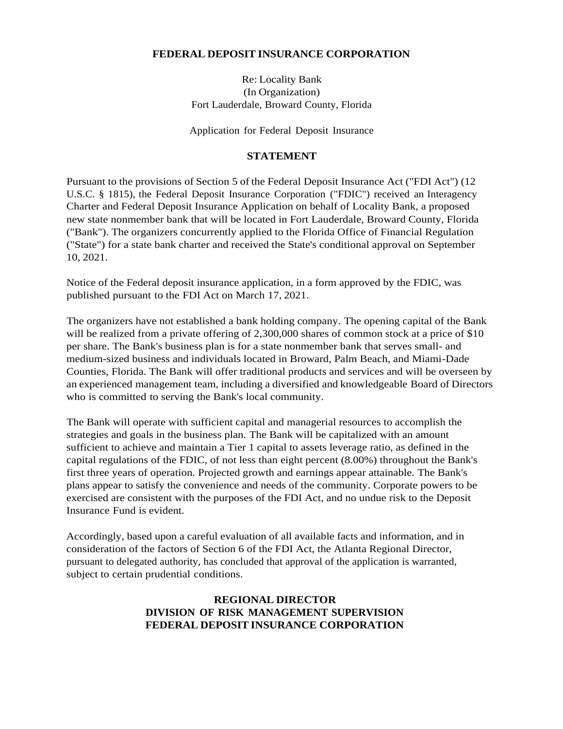**FEDERAL DEPOSIT INSURANCE CORPORATION**

Re: Locality Bank
(In Organization)
Fort Lauderdale, Broward County, Florida

Application for Federal Deposit Insurance

**STATEMENT**

Pursuant to the provisions of Section 5 of the Federal Deposit Insurance Act ("FDI Act") (12 U.S.C. § 1815), the Federal Deposit Insurance Corporation ("FDIC") received an Interagency Charter and Federal Deposit Insurance Application on behalf of Locality Bank, a proposed new state nonmember bank that will be located in Fort Lauderdale, Broward County, Florida ("Bank"). The organizers concurrently applied to the Florida Office of Financial Regulation ("State") for a state bank charter and received the State's conditional approval on September 10, 2021.

Notice of the Federal deposit insurance application, in a form approved by the FDIC, was published pursuant to the FDI Act on March 17, 2021.

The organizers have not established a bank holding company. The opening capital of the Bank will be realized from a private offering of 2,300,000 shares of common stock at a price of $10 per share. The Bank's business plan is for a state nonmember bank that serves small- and medium-sized business and individuals located in Broward, Palm Beach, and Miami-Dade Counties, Florida. The Bank will offer traditional products and services and will be overseen by an experienced management team, including a diversified and knowledgeable Board of Directors who is committed to serving the Bank's local community.

The Bank will operate with sufficient capital and managerial resources to accomplish the strategies and goals in the business plan. The Bank will be capitalized with an amount sufficient to achieve and maintain a Tier 1 capital to assets leverage ratio, as defined in the capital regulations of the FDIC, of not less than eight percent (8.00%) throughout the Bank's first three years of operation. Projected growth and earnings appear attainable. The Bank's plans appear to satisfy the convenience and needs of the community. Corporate powers to be exercised are consistent with the purposes of the FDI Act, and no undue risk to the Deposit Insurance Fund is evident.

Accordingly, based upon a careful evaluation of all available facts and information, and in consideration of the factors of Section 6 of the FDI Act, the Atlanta Regional Director, pursuant to delegated authority, has concluded that approval of the application is warranted, subject to certain prudential conditions.

**REGIONAL DIRECTOR**
**DIVISION OF RISK MANAGEMENT SUPERVISION**
**FEDERAL DEPOSIT INSURANCE CORPORATION**